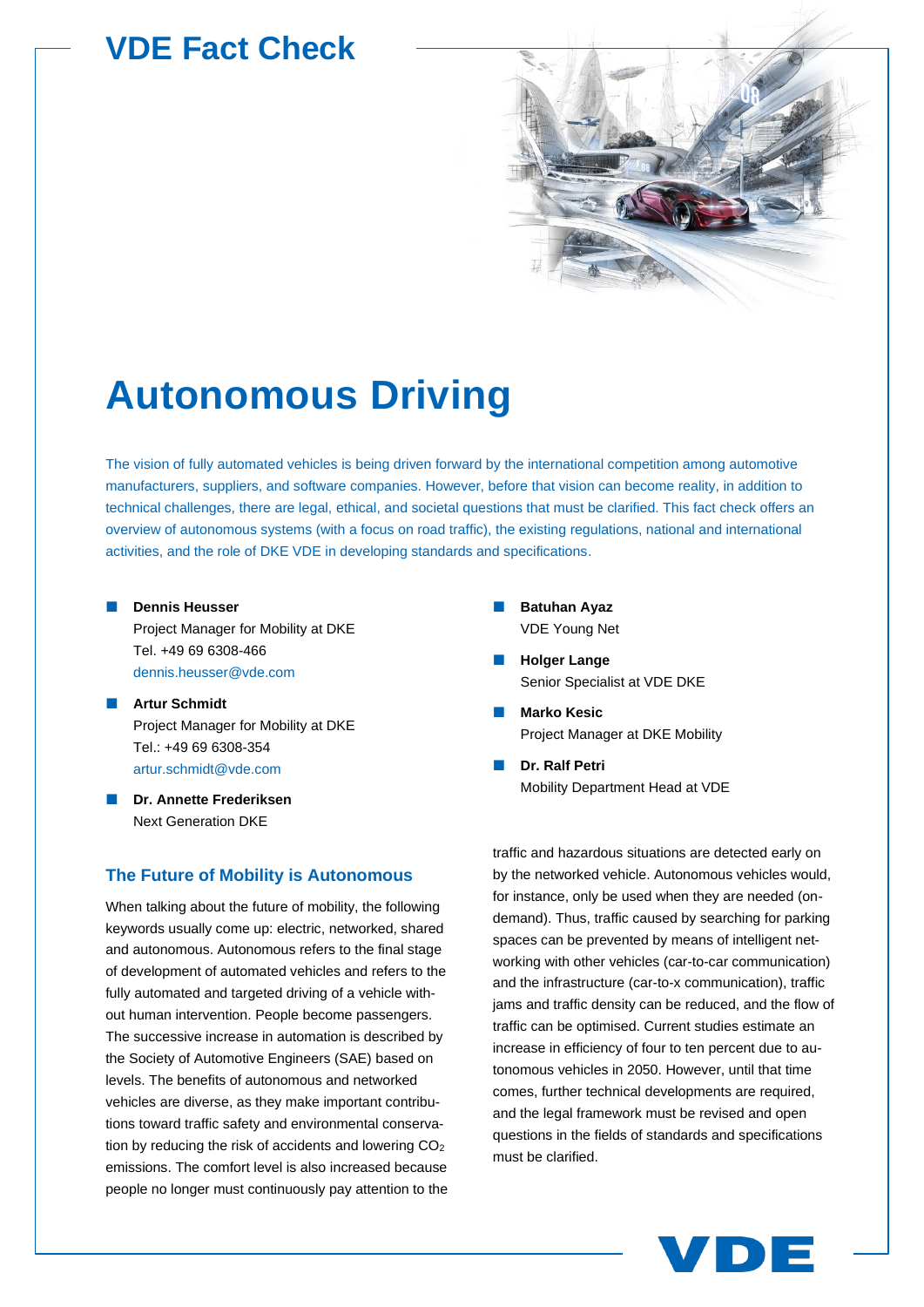# VDE Fact Check

# Autonomous Driving

The vision of fully automated vehicles is being driven forward by the international competition among automotive manufacturers, suppliers, and software companies. However, before that vision can become reality, in addition to technical challenges, there are legal, ethical, and societal questions that must be clarified. This fact check offers an overview of autonomous systems (with a focus on road traffic), the existing regulations, national and international activities, and the role of DKE VDE in developing standards and specifications.

- **Dennis Heusser**
  Project Manager for Mobility at DKE
  Tel. +49 69 6308-466
  dennis.heusser@vde.com
- **Artur Schmidt**
  Project Manager for Mobility at DKE
  Tel.: +49 69 6308-354
  artur.schmidt@vde.com
- **Dr. Annette Frederiksen**
  Next Generation DKE
- **Batuhan Ayaz**
  VDE Young Net
- **Holger Lange**
  Senior Specialist at VDE DKE
- **Marko Kesic**
  Project Manager at DKE Mobility
- **Dr. Ralf Petri**
  Mobility Department Head at VDE

## The Future of Mobility is Autonomous

When talking about the future of mobility, the following keywords usually come up: electric, networked, shared and autonomous. Autonomous refers to the final stage of development of automated vehicles and refers to the fully automated and targeted driving of a vehicle without human intervention. People become passengers. The successive increase in automation is described by the Society of Automotive Engineers (SAE) based on levels. The benefits of autonomous and networked vehicles are diverse, as they make important contributions toward traffic safety and environmental conservation by reducing the risk of accidents and lowering $CO_2$ emissions. The comfort level is also increased because people no longer must continuously pay attention to the traffic and hazardous situations are detected early on by the networked vehicle. Autonomous vehicles would, for instance, only be used when they are needed (on-demand). Thus, traffic caused by searching for parking spaces can be prevented by means of intelligent networking with other vehicles (car-to-car communication) and the infrastructure (car-to-x communication), traffic jams and traffic density can be reduced, and the flow of traffic can be optimised. Current studies estimate an increase in efficiency of four to ten percent due to autonomous vehicles in 2050. However, until that time comes, further technical developments are required, and the legal framework must be revised and open questions in the fields of standards and specifications must be clarified.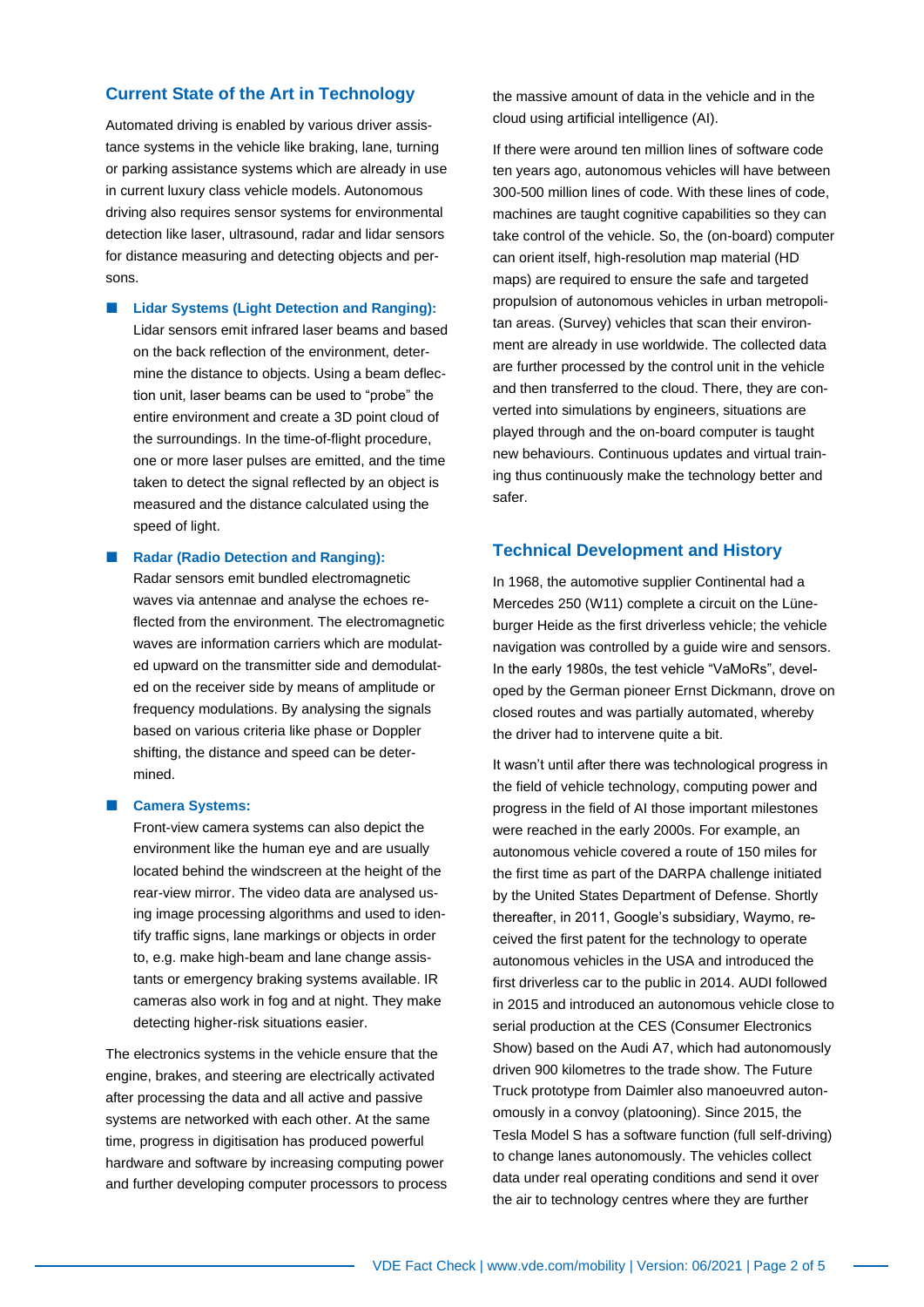## Current State of the Art in Technology

Automated driving is enabled by various driver assistance systems in the vehicle like braking, lane, turning or parking assistance systems which are already in use in current luxury class vehicle models. Autonomous driving also requires sensor systems for environmental detection like laser, ultrasound, radar and lidar sensors for distance measuring and detecting objects and persons.

- **Lidar Systems (Light Detection and Ranging):** Lidar sensors emit infrared laser beams and based on the back reflection of the environment, determine the distance to objects. Using a beam deflection unit, laser beams can be used to "probe" the entire environment and create a 3D point cloud of the surroundings. In the time-of-flight procedure, one or more laser pulses are emitted, and the time taken to detect the signal reflected by an object is measured and the distance calculated using the speed of light.
- **Radar (Radio Detection and Ranging):** Radar sensors emit bundled electromagnetic waves via antennae and analyse the echoes reflected from the environment. The electromagnetic waves are information carriers which are modulated upward on the transmitter side and demodulated on the receiver side by means of amplitude or frequency modulations. By analysing the signals based on various criteria like phase or Doppler shifting, the distance and speed can be determined.
- **Camera Systems:** Front-view camera systems can also depict the environment like the human eye and are usually located behind the windscreen at the height of the rear-view mirror. The video data are analysed using image processing algorithms and used to identify traffic signs, lane markings or objects in order to, e.g. make high-beam and lane change assistants or emergency braking systems available. IR cameras also work in fog and at night. They make detecting higher-risk situations easier.

The electronics systems in the vehicle ensure that the engine, brakes, and steering are electrically activated after processing the data and all active and passive systems are networked with each other. At the same time, progress in digitisation has produced powerful hardware and software by increasing computing power and further developing computer processors to process the massive amount of data in the vehicle and in the cloud using artificial intelligence (AI).

If there were around ten million lines of software code ten years ago, autonomous vehicles will have between 300-500 million lines of code. With these lines of code, machines are taught cognitive capabilities so they can take control of the vehicle. So, the (on-board) computer can orient itself, high-resolution map material (HD maps) are required to ensure the safe and targeted propulsion of autonomous vehicles in urban metropolitan areas. (Survey) vehicles that scan their environment are already in use worldwide. The collected data are further processed by the control unit in the vehicle and then transferred to the cloud. There, they are converted into simulations by engineers, situations are played through and the on-board computer is taught new behaviours. Continuous updates and virtual training thus continuously make the technology better and safer.

## Technical Development and History

In 1968, the automotive supplier Continental had a Mercedes 250 (W11) complete a circuit on the Lüneburger Heide as the first driverless vehicle; the vehicle navigation was controlled by a guide wire and sensors. In the early 1980s, the test vehicle "VaMoRs", developed by the German pioneer Ernst Dickmann, drove on closed routes and was partially automated, whereby the driver had to intervene quite a bit.

It wasn't until after there was technological progress in the field of vehicle technology, computing power and progress in the field of AI those important milestones were reached in the early 2000s. For example, an autonomous vehicle covered a route of 150 miles for the first time as part of the DARPA challenge initiated by the United States Department of Defense. Shortly thereafter, in 2011, Google's subsidiary, Waymo, received the first patent for the technology to operate autonomous vehicles in the USA and introduced the first driverless car to the public in 2014. AUDI followed in 2015 and introduced an autonomous vehicle close to serial production at the CES (Consumer Electronics Show) based on the Audi A7, which had autonomously driven 900 kilometres to the trade show. The Future Truck prototype from Daimler also manoeuvred autonomously in a convoy (platooning). Since 2015, the Tesla Model S has a software function (full self-driving) to change lanes autonomously. The vehicles collect data under real operating conditions and send it over the air to technology centres where they are further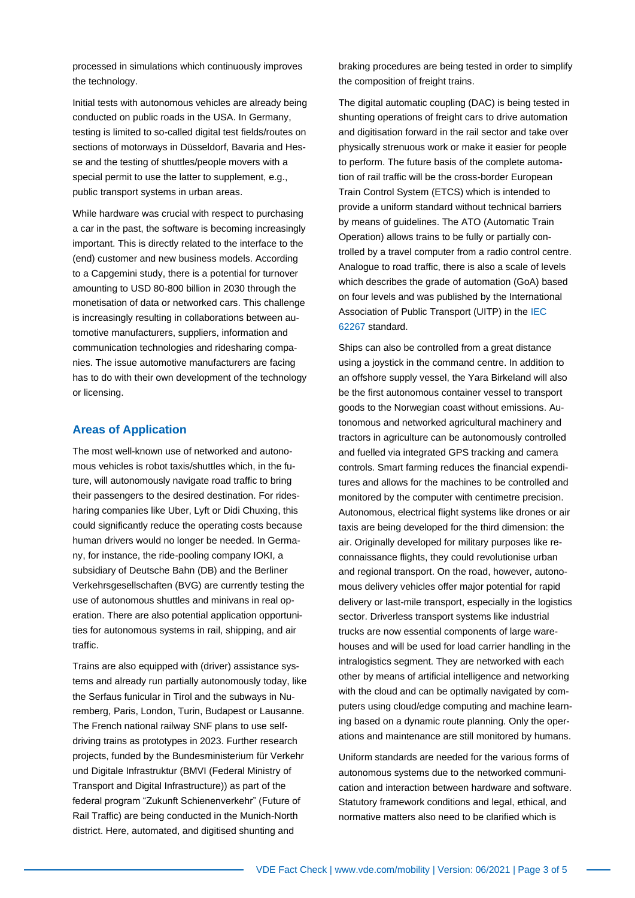processed in simulations which continuously improves the technology.

Initial tests with autonomous vehicles are already being conducted on public roads in the USA. In Germany, testing is limited to so-called digital test fields/routes on sections of motorways in Düsseldorf, Bavaria and Hesse and the testing of shuttles/people movers with a special permit to use the latter to supplement, e.g., public transport systems in urban areas.

While hardware was crucial with respect to purchasing a car in the past, the software is becoming increasingly important. This is directly related to the interface to the (end) customer and new business models. According to a Capgemini study, there is a potential for turnover amounting to USD 80-800 billion in 2030 through the monetisation of data or networked cars. This challenge is increasingly resulting in collaborations between automotive manufacturers, suppliers, information and communication technologies and ridesharing companies. The issue automotive manufacturers are facing has to do with their own development of the technology or licensing.

## Areas of Application

The most well-known use of networked and autonomous vehicles is robot taxis/shuttles which, in the future, will autonomously navigate road traffic to bring their passengers to the desired destination. For ridesharing companies like Uber, Lyft or Didi Chuxing, this could significantly reduce the operating costs because human drivers would no longer be needed. In Germany, for instance, the ride-pooling company IOKI, a subsidiary of Deutsche Bahn (DB) and the Berliner Verkehrsgesellschaften (BVG) are currently testing the use of autonomous shuttles and minivans in real operation. There are also potential application opportunities for autonomous systems in rail, shipping, and air traffic.

Trains are also equipped with (driver) assistance systems and already run partially autonomously today, like the Serfaus funicular in Tirol and the subways in Nuremberg, Paris, London, Turin, Budapest or Lausanne. The French national railway SNF plans to use self-driving trains as prototypes in 2023. Further research projects, funded by the Bundesministerium für Verkehr und Digitale Infrastruktur (BMVI (Federal Ministry of Transport and Digital Infrastructure)) as part of the federal program “Zukunft Schienenverkehr” (Future of Rail Traffic) are being conducted in the Munich-North district. Here, automated, and digitised shunting and braking procedures are being tested in order to simplify the composition of freight trains.

The digital automatic coupling (DAC) is being tested in shunting operations of freight cars to drive automation and digitisation forward in the rail sector and take over physically strenuous work or make it easier for people to perform. The future basis of the complete automation of rail traffic will be the cross-border European Train Control System (ETCS) which is intended to provide a uniform standard without technical barriers by means of guidelines. The ATO (Automatic Train Operation) allows trains to be fully or partially controlled by a travel computer from a radio control centre. Analogue to road traffic, there is also a scale of levels which describes the grade of automation (GoA) based on four levels and was published by the International Association of Public Transport (UITP) in the IEC 62267 standard.

Ships can also be controlled from a great distance using a joystick in the command centre. In addition to an offshore supply vessel, the Yara Birkeland will also be the first autonomous container vessel to transport goods to the Norwegian coast without emissions. Autonomous and networked agricultural machinery and tractors in agriculture can be autonomously controlled and fuelled via integrated GPS tracking and camera controls. Smart farming reduces the financial expenditures and allows for the machines to be controlled and monitored by the computer with centimetre precision. Autonomous, electrical flight systems like drones or air taxis are being developed for the third dimension: the air. Originally developed for military purposes like reconnaissance flights, they could revolutionise urban and regional transport. On the road, however, autonomous delivery vehicles offer major potential for rapid delivery or last-mile transport, especially in the logistics sector. Driverless transport systems like industrial trucks are now essential components of large warehouses and will be used for load carrier handling in the intralogistics segment. They are networked with each other by means of artificial intelligence and networking with the cloud and can be optimally navigated by computers using cloud/edge computing and machine learning based on a dynamic route planning. Only the operations and maintenance are still monitored by humans.

Uniform standards are needed for the various forms of autonomous systems due to the networked communication and interaction between hardware and software. Statutory framework conditions and legal, ethical, and normative matters also need to be clarified which is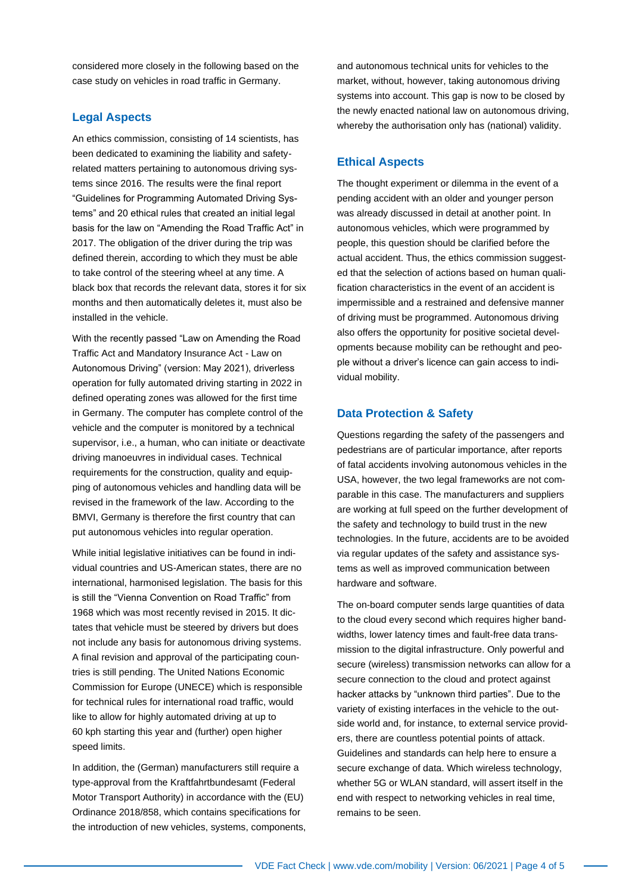considered more closely in the following based on the case study on vehicles in road traffic in Germany.

## Legal Aspects

An ethics commission, consisting of 14 scientists, has been dedicated to examining the liability and safety-related matters pertaining to autonomous driving systems since 2016. The results were the final report "Guidelines for Programming Automated Driving Systems" and 20 ethical rules that created an initial legal basis for the law on "Amending the Road Traffic Act" in 2017. The obligation of the driver during the trip was defined therein, according to which they must be able to take control of the steering wheel at any time. A black box that records the relevant data, stores it for six months and then automatically deletes it, must also be installed in the vehicle.

With the recently passed "Law on Amending the Road Traffic Act and Mandatory Insurance Act - Law on Autonomous Driving" (version: May 2021), driverless operation for fully automated driving starting in 2022 in defined operating zones was allowed for the first time in Germany. The computer has complete control of the vehicle and the computer is monitored by a technical supervisor, i.e., a human, who can initiate or deactivate driving manoeuvres in individual cases. Technical requirements for the construction, quality and equipping of autonomous vehicles and handling data will be revised in the framework of the law. According to the BMVI, Germany is therefore the first country that can put autonomous vehicles into regular operation.

While initial legislative initiatives can be found in individual countries and US-American states, there are no international, harmonised legislation. The basis for this is still the "Vienna Convention on Road Traffic" from 1968 which was most recently revised in 2015. It dictates that vehicle must be steered by drivers but does not include any basis for autonomous driving systems. A final revision and approval of the participating countries is still pending. The United Nations Economic Commission for Europe (UNECE) which is responsible for technical rules for international road traffic, would like to allow for highly automated driving at up to 60 kph starting this year and (further) open higher speed limits.

In addition, the (German) manufacturers still require a type-approval from the Kraftfahrtbundesamt (Federal Motor Transport Authority) in accordance with the (EU) Ordinance 2018/858, which contains specifications for the introduction of new vehicles, systems, components, and autonomous technical units for vehicles to the market, without, however, taking autonomous driving systems into account. This gap is now to be closed by the newly enacted national law on autonomous driving, whereby the authorisation only has (national) validity.

## Ethical Aspects

The thought experiment or dilemma in the event of a pending accident with an older and younger person was already discussed in detail at another point. In autonomous vehicles, which were programmed by people, this question should be clarified before the actual accident. Thus, the ethics commission suggested that the selection of actions based on human qualification characteristics in the event of an accident is impermissible and a restrained and defensive manner of driving must be programmed. Autonomous driving also offers the opportunity for positive societal developments because mobility can be rethought and people without a driver's licence can gain access to individual mobility.

## Data Protection & Safety

Questions regarding the safety of the passengers and pedestrians are of particular importance, after reports of fatal accidents involving autonomous vehicles in the USA, however, the two legal frameworks are not comparable in this case. The manufacturers and suppliers are working at full speed on the further development of the safety and technology to build trust in the new technologies. In the future, accidents are to be avoided via regular updates of the safety and assistance systems as well as improved communication between hardware and software.

The on-board computer sends large quantities of data to the cloud every second which requires higher bandwidths, lower latency times and fault-free data transmission to the digital infrastructure. Only powerful and secure (wireless) transmission networks can allow for a secure connection to the cloud and protect against hacker attacks by "unknown third parties". Due to the variety of existing interfaces in the vehicle to the outside world and, for instance, to external service providers, there are countless potential points of attack. Guidelines and standards can help here to ensure a secure exchange of data. Which wireless technology, whether 5G or WLAN standard, will assert itself in the end with respect to networking vehicles in real time, remains to be seen.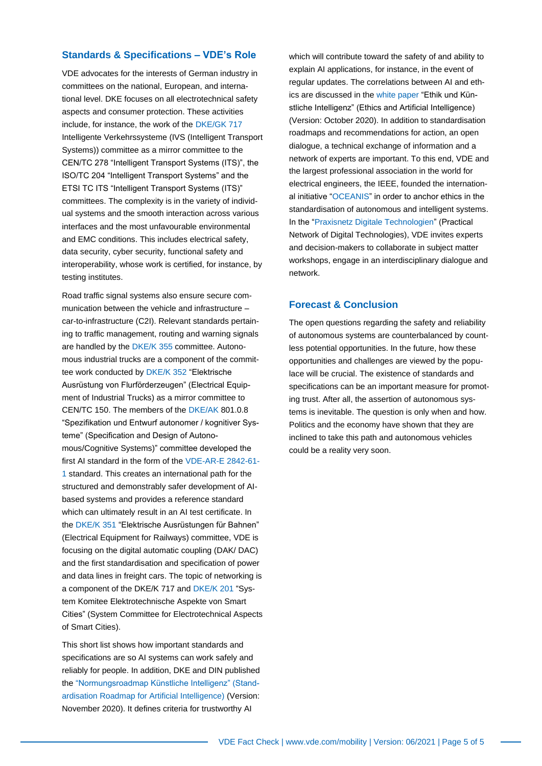## Standards & Specifications – VDE's Role

VDE advocates for the interests of German industry in committees on the national, European, and international level. DKE focuses on all electrotechnical safety aspects and consumer protection. These activities include, for instance, the work of the DKE/GK 717 Intelligente Verkehrssysteme (IVS (Intelligent Transport Systems)) committee as a mirror committee to the CEN/TC 278 "Intelligent Transport Systems (ITS)", the ISO/TC 204 "Intelligent Transport Systems" and the ETSI TC ITS "Intelligent Transport Systems (ITS)" committees. The complexity is in the variety of individual systems and the smooth interaction across various interfaces and the most unfavourable environmental and EMC conditions. This includes electrical safety, data security, cyber security, functional safety and interoperability, whose work is certified, for instance, by testing institutes.

Road traffic signal systems also ensure secure communication between the vehicle and infrastructure – car-to-infrastructure (C2I). Relevant standards pertaining to traffic management, routing and warning signals are handled by the DKE/K 355 committee. Autonomous industrial trucks are a component of the committee work conducted by DKE/K 352 "Elektrische Ausrüstung von Flurförderzeugen" (Electrical Equipment of Industrial Trucks) as a mirror committee to CEN/TC 150. The members of the DKE/AK 801.0.8 "Spezifikation und Entwurf autonomer / kognitiver Systeme" (Specification and Design of Autonomous/Cognitive Systems)" committee developed the first AI standard in the form of the VDE-AR-E 2842-61-1 standard. This creates an international path for the structured and demonstrably safer development of AI-based systems and provides a reference standard which can ultimately result in an AI test certificate. In the DKE/K 351 "Elektrische Ausrüstungen für Bahnen" (Electrical Equipment for Railways) committee, VDE is focusing on the digital automatic coupling (DAK/ DAC) and the first standardisation and specification of power and data lines in freight cars. The topic of networking is a component of the DKE/K 717 and DKE/K 201 "System Komitee Elektrotechnische Aspekte von Smart Cities" (System Committee for Electrotechnical Aspects of Smart Cities).

This short list shows how important standards and specifications are so AI systems can work safely and reliably for people. In addition, DKE and DIN published the "Normungsroadmap Künstliche Intelligenz" (Standardisation Roadmap for Artificial Intelligence) (Version: November 2020). It defines criteria for trustworthy AI which will contribute toward the safety of and ability to explain AI applications, for instance, in the event of regular updates. The correlations between AI and ethics are discussed in the white paper "Ethik und Künstliche Intelligenz" (Ethics and Artificial Intelligence) (Version: October 2020). In addition to standardisation roadmaps and recommendations for action, an open dialogue, a technical exchange of information and a network of experts are important. To this end, VDE and the largest professional association in the world for electrical engineers, the IEEE, founded the international initiative "OCEANIS" in order to anchor ethics in the standardisation of autonomous and intelligent systems. In the "Praxisnetz Digitale Technologien" (Practical Network of Digital Technologies), VDE invites experts and decision-makers to collaborate in subject matter workshops, engage in an interdisciplinary dialogue and network.

## Forecast & Conclusion

The open questions regarding the safety and reliability of autonomous systems are counterbalanced by countless potential opportunities. In the future, how these opportunities and challenges are viewed by the populace will be crucial. The existence of standards and specifications can be an important measure for promoting trust. After all, the assertion of autonomous systems is inevitable. The question is only when and how. Politics and the economy have shown that they are inclined to take this path and autonomous vehicles could be a reality very soon.